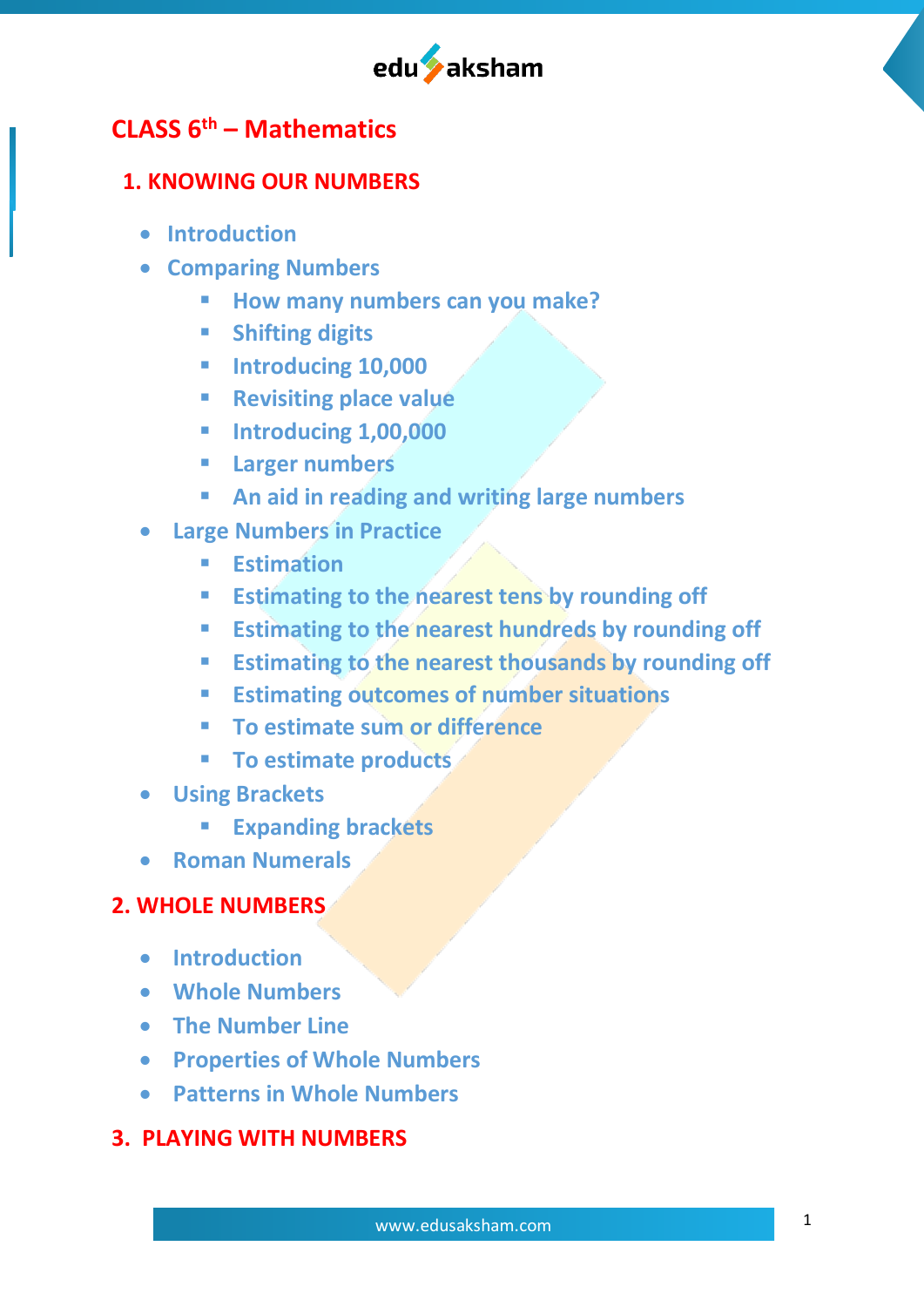# CLASS 6th – Mathematics

## 1. KNOWING OUR NUMBERS

- Introduction
- Comparing Numbers
    - How many numbers can you make?
    - Shifting digits
    - Introducing 10,000
    - Revisiting place value
    - Introducing 1,00,000
    - Larger numbers
    - An aid in reading and writing large numbers
- Large Numbers in Practice
    - Estimation
    - Estimating to the nearest tens by rounding off
    - Estimating to the nearest hundreds by rounding off
    - Estimating to the nearest thousands by rounding off
    - Estimating outcomes of number situations
    - To estimate sum or difference
    - To estimate products
- Using Brackets
    - Expanding brackets
- Roman Numerals

## 2. WHOLE NUMBERS

- Introduction
- Whole Numbers
- The Number Line
- Properties of Whole Numbers
- Patterns in Whole Numbers

## 3. PLAYING WITH NUMBERS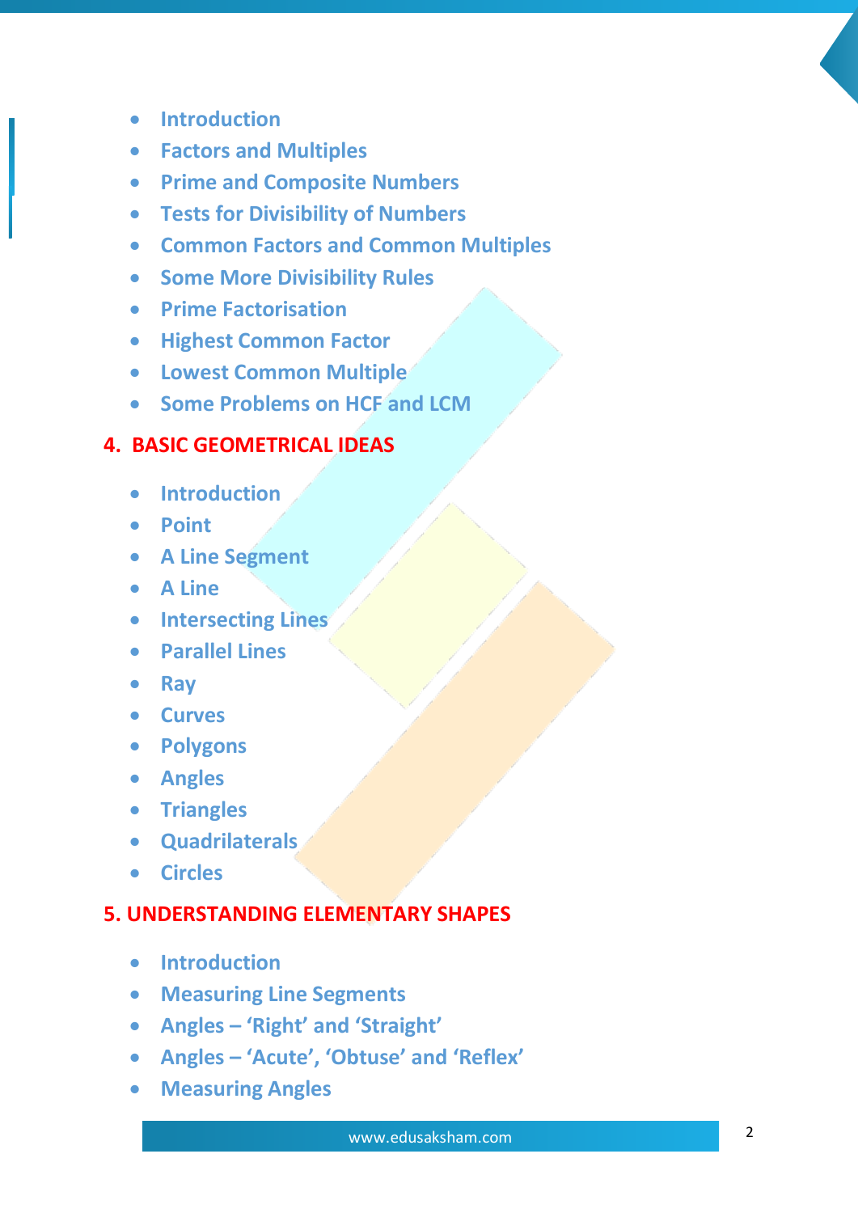- Introduction
- Factors and Multiples
- Prime and Composite Numbers
- Tests for Divisibility of Numbers
- Common Factors and Common Multiples
- Some More Divisibility Rules
- Prime Factorisation
- Highest Common Factor
- Lowest Common Multiple
- Some Problems on HCF and LCM

## 4. BASIC GEOMETRICAL IDEAS

- Introduction
- Point
- A Line Segment
- A Line
- Intersecting Lines
- Parallel Lines
- Ray
- Curves
- Polygons
- Angles
- Triangles
- Quadrilaterals
- Circles

## 5. UNDERSTANDING ELEMENTARY SHAPES

- Introduction
- Measuring Line Segments
- Angles – 'Right' and 'Straight'
- Angles – 'Acute', 'Obtuse' and 'Reflex'
- Measuring Angles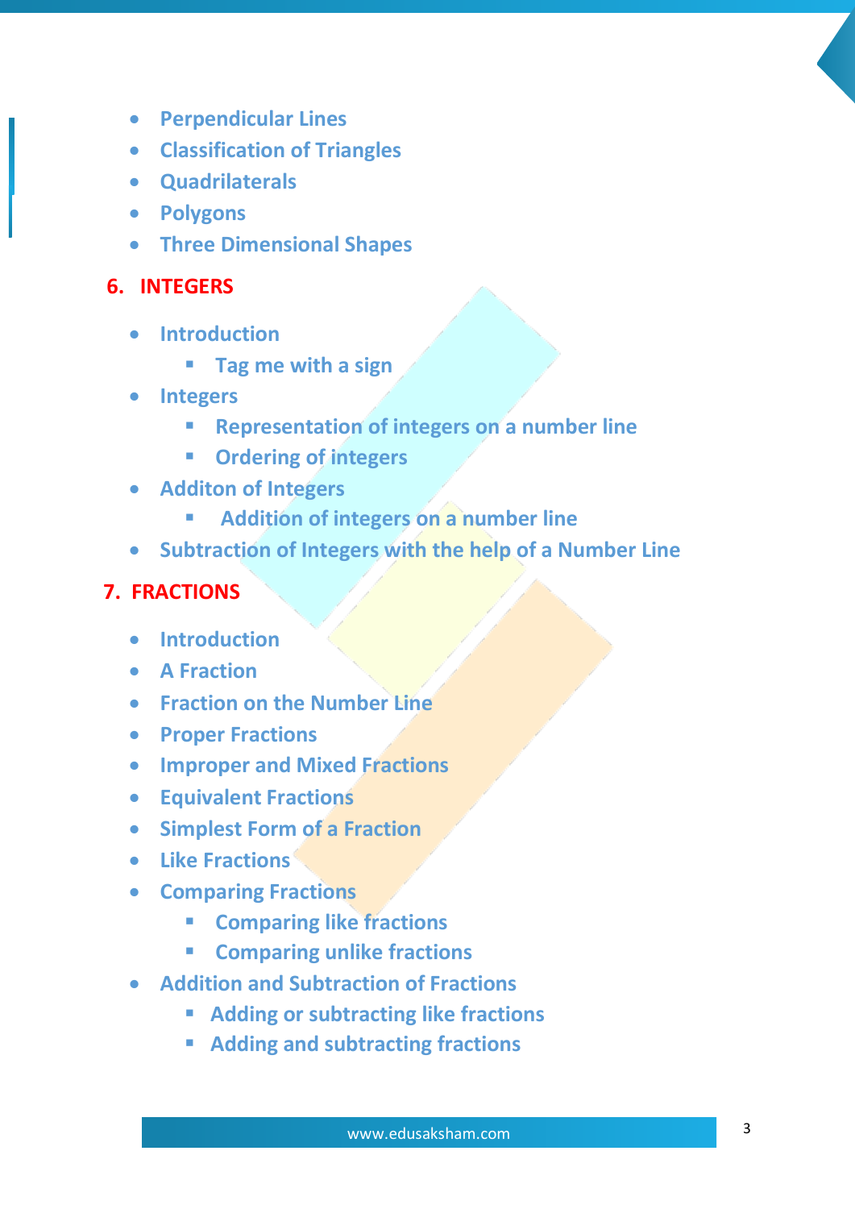- Perpendicular Lines
- Classification of Triangles
- Quadrilaterals
- Polygons
- Three Dimensional Shapes

## 6. INTEGERS

- Introduction
  - Tag me with a sign
- Integers
  - Representation of integers on a number line
  - Ordering of integers
- Additon of Integers
  - Addition of integers on a number line
- Subtraction of Integers with the help of a Number Line

## 7. FRACTIONS

- Introduction
- A Fraction
- Fraction on the Number Line
- Proper Fractions
- Improper and Mixed Fractions
- Equivalent Fractions
- Simplest Form of a Fraction
- Like Fractions
- Comparing Fractions
  - Comparing like fractions
  - Comparing unlike fractions
- Addition and Subtraction of Fractions
  - Adding or subtracting like fractions
  - Adding and subtracting fractions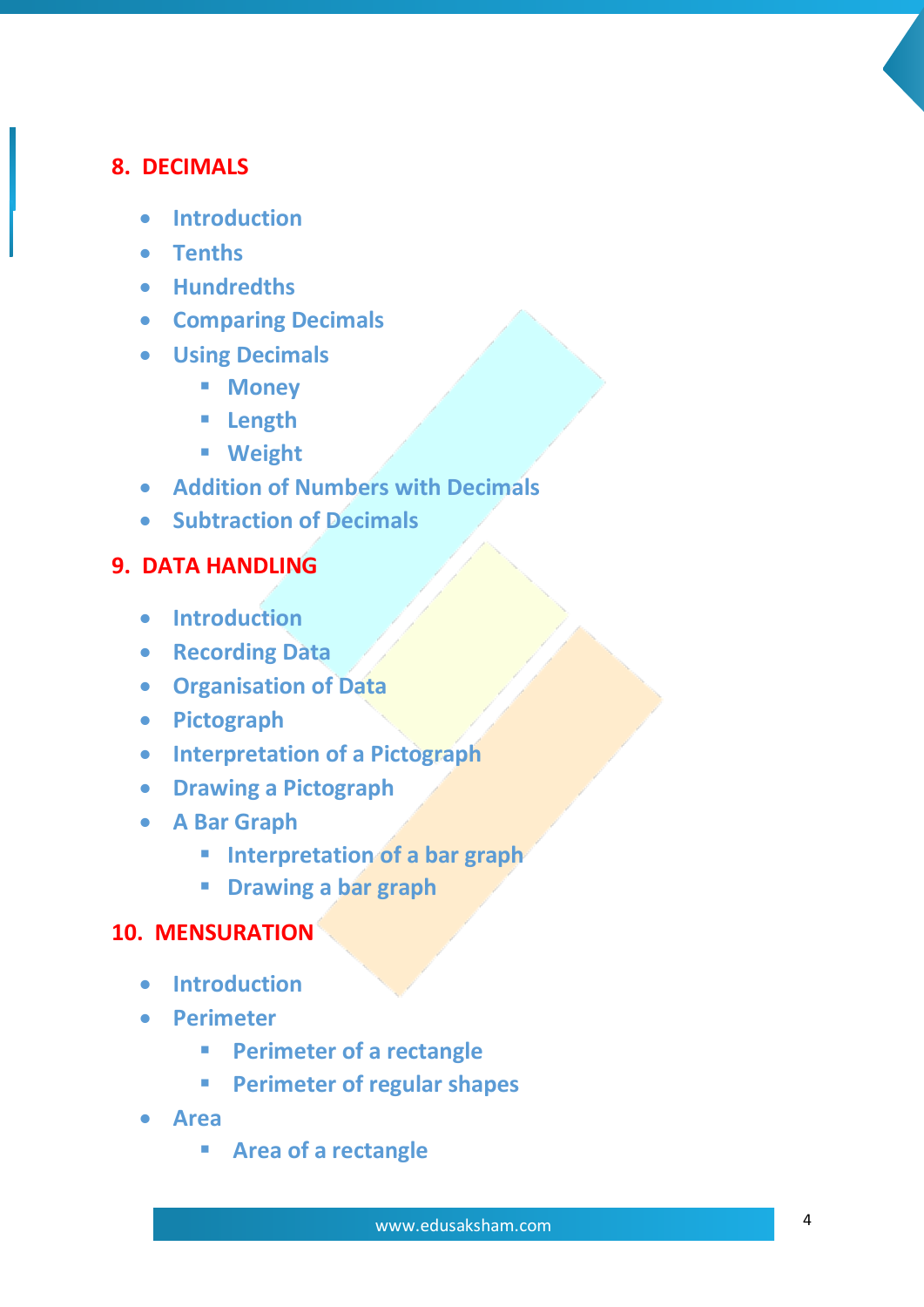## 8. DECIMALS

- Introduction
- Tenths
- Hundredths
- Comparing Decimals
- Using Decimals
  - Money
  - Length
  - Weight
- Addition of Numbers with Decimals
- Subtraction of Decimals

## 9. DATA HANDLING

- Introduction
- Recording Data
- Organisation of Data
- Pictograph
- Interpretation of a Pictograph
- Drawing a Pictograph
- A Bar Graph
  - Interpretation of a bar graph
  - Drawing a bar graph

## 10. MENSURATION

- Introduction
- Perimeter
  - Perimeter of a rectangle
  - Perimeter of regular shapes
- Area
  - Area of a rectangle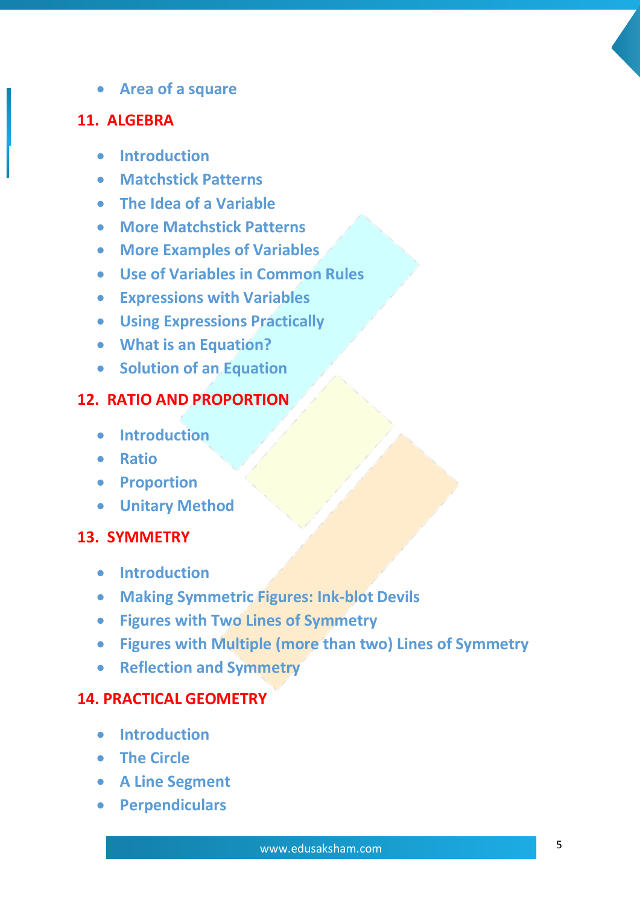- Area of a square

## 11. ALGEBRA

- Introduction
- Matchstick Patterns
- The Idea of a Variable
- More Matchstick Patterns
- More Examples of Variables
- Use of Variables in Common Rules
- Expressions with Variables
- Using Expressions Practically
- What is an Equation?
- Solution of an Equation

## 12. RATIO AND PROPORTION

- Introduction
- Ratio
- Proportion
- Unitary Method

## 13. SYMMETRY

- Introduction
- Making Symmetric Figures: Ink-blot Devils
- Figures with Two Lines of Symmetry
- Figures with Multiple (more than two) Lines of Symmetry
- Reflection and Symmetry

## 14. PRACTICAL GEOMETRY

- Introduction
- The Circle
- A Line Segment
- Perpendiculars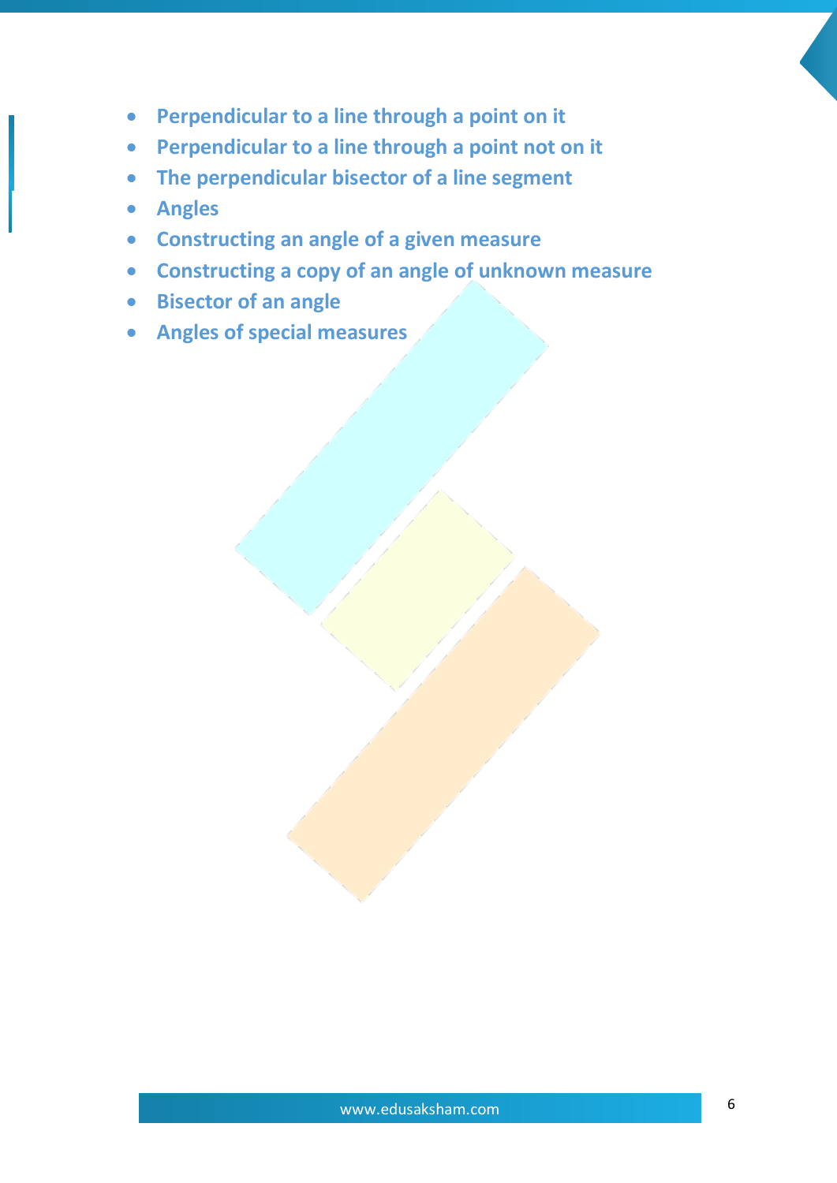- **Perpendicular to a line through a point on it**
- **Perpendicular to a line through a point not on it**
- **The perpendicular bisector of a line segment**
- **Angles**
- **Constructing an angle of a given measure**
- **Constructing a copy of an angle of unknown measure**
- **Bisector of an angle**
- **Angles of special measures**